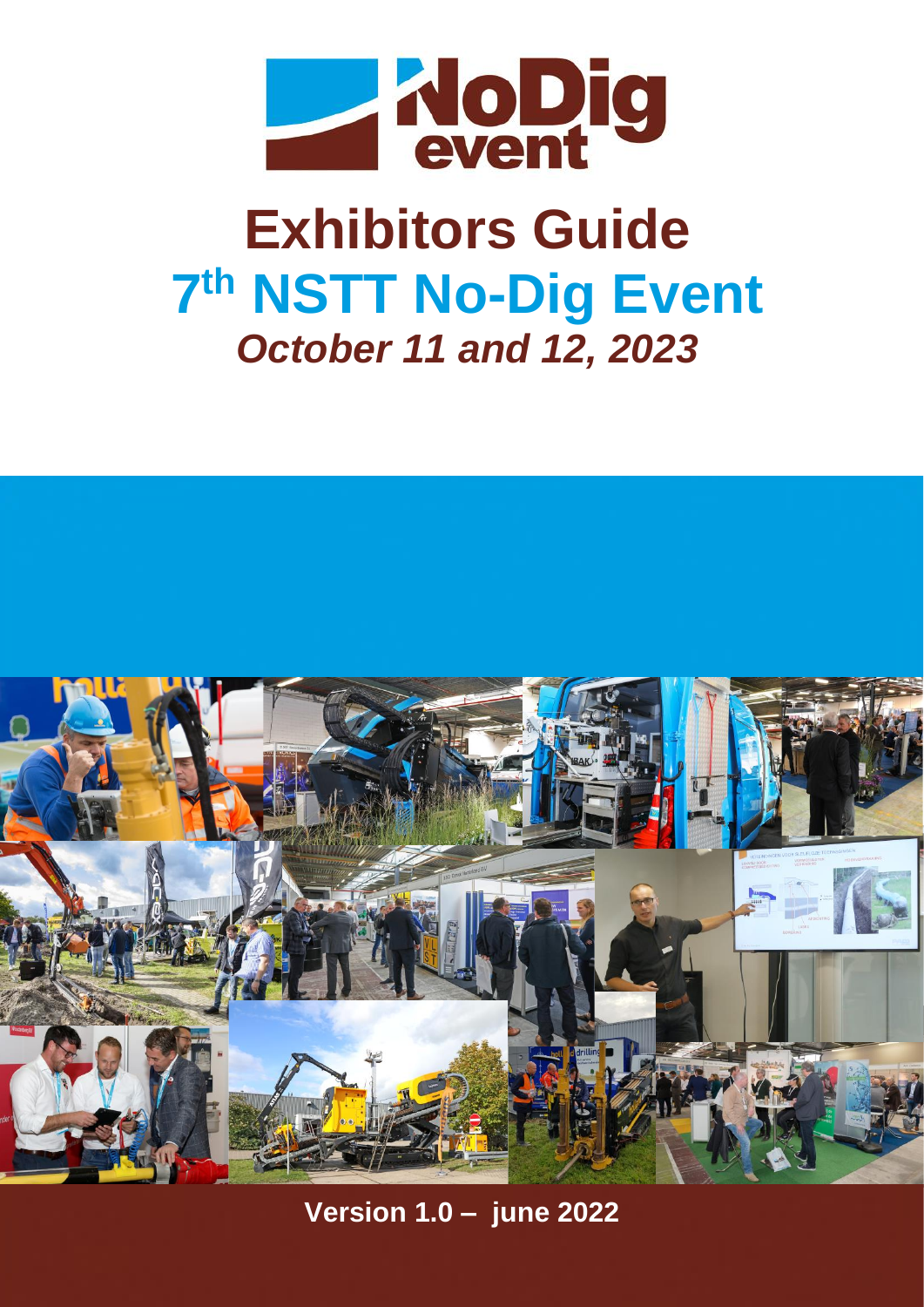# Exhibitors Guide

## 7th NSTT No-Dig Event

### *October 11 and 12, 2023*

**Version 1.0 – june 2022**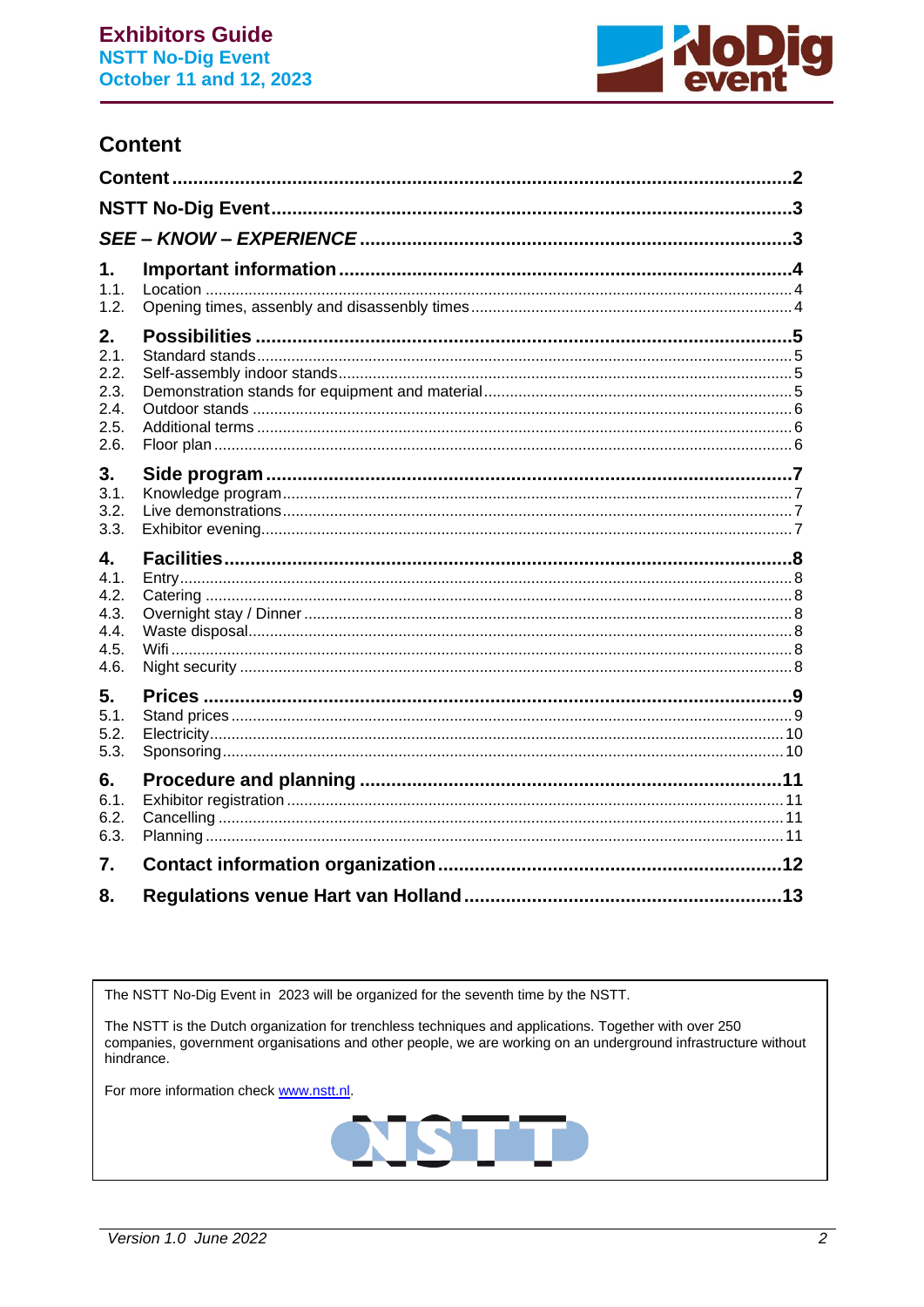## Content

- **Content** ... 2
- **NSTT No-Dig Event** ... 3
- ***SEE – KNOW – EXPERIENCE*** ... 3
- **1. Important information** ... 4
  - 1.1. Location ... 4
  - 1.2. Opening times, assenbly and disassenbly times ... 4
- **2. Possibilities** ... 5
  - 2.1. Standard stands ... 5
  - 2.2. Self-assembly indoor stands ... 5
  - 2.3. Demonstration stands for equipment and material ... 5
  - 2.4. Outdoor stands ... 6
  - 2.5. Additional terms ... 6
  - 2.6. Floor plan ... 6
- **3. Side program** ... 7
  - 3.1. Knowledge program ... 7
  - 3.2. Live demonstrations ... 7
  - 3.3. Exhibitor evening ... 7
- **4. Facilities** ... 8
  - 4.1. Entry ... 8
  - 4.2. Catering ... 8
  - 4.3. Overnight stay / Dinner ... 8
  - 4.4. Waste disposal ... 8
  - 4.5. Wifi ... 8
  - 4.6. Night security ... 8
- **5. Prices** ... 9
  - 5.1. Stand prices ... 9
  - 5.2. Electricity ... 10
  - 5.3. Sponsoring ... 10
- **6. Procedure and planning** ... 11
  - 6.1. Exhibitor registration ... 11
  - 6.2. Cancelling ... 11
  - 6.3. Planning ... 11
- **7. Contact information organization** ... 12
- **8. Regulations venue Hart van Holland** ... 13

The NSTT No-Dig Event in 2023 will be organized for the seventh time by the NSTT.

The NSTT is the Dutch organization for trenchless techniques and applications. Together with over 250 companies, government organisations and other people, we are working on an underground infrastructure without hindrance.

For more information check [www.nstt.nl](http://www.nstt.nl).

NSTT

*Version 1.0 June 2022*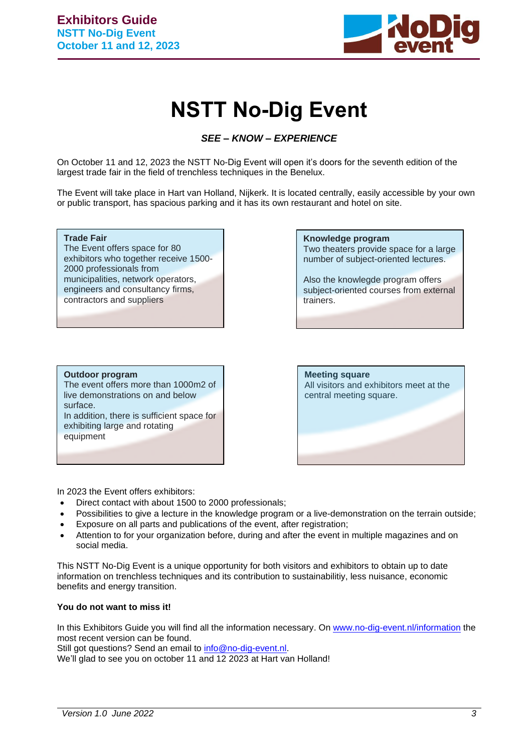// NSTT No-Dig Event

# NSTT No-Dig Event

***SEE – KNOW – EXPERIENCE***

On October 11 and 12, 2023 the NSTT No-Dig Event will open it's doors for the seventh edition of the largest trade fair in the field of trenchless techniques in the Benelux.

The Event will take place in Hart van Holland, Nijkerk. It is located centrally, easily accessible by your own or public transport, has spacious parking and it has its own restaurant and hotel on site.

**Trade Fair**
The Event offers space for 80 exhibitors who together receive 1500-2000 professionals from municipalities, network operators, engineers and consultancy firms, contractors and suppliers

**Knowledge program**
Two theaters provide space for a large number of subject-oriented lectures.

Also the knowlegde program offers subject-oriented courses from external trainers.

**Outdoor program**
The event offers more than 1000m2 of live demonstrations on and below surface.
In addition, there is sufficient space for exhibiting large and rotating equipment

**Meeting square**
All visitors and exhibitors meet at the central meeting square.

In 2023 the Event offers exhibitors:

- Direct contact with about 1500 to 2000 professionals;
- Possibilities to give a lecture in the knowledge program or a live-demonstration on the terrain outside;
- Exposure on all parts and publications of the event, after registration;
- Attention to for your organization before, during and after the event in multiple magazines and on social media.

This NSTT No-Dig Event is a unique opportunity for both visitors and exhibitors to obtain up to date information on trenchless techniques and its contribution to sustainabilitiy, less nuisance, economic benefits and energy transition.

**You do not want to miss it!**

In this Exhibitors Guide you will find all the information necessary. On www.no-dig-event.nl/information the most recent version can be found.
Still got questions? Send an email to info@no-dig-event.nl.
We'll glad to see you on october 11 and 12 2023 at Hart van Holland!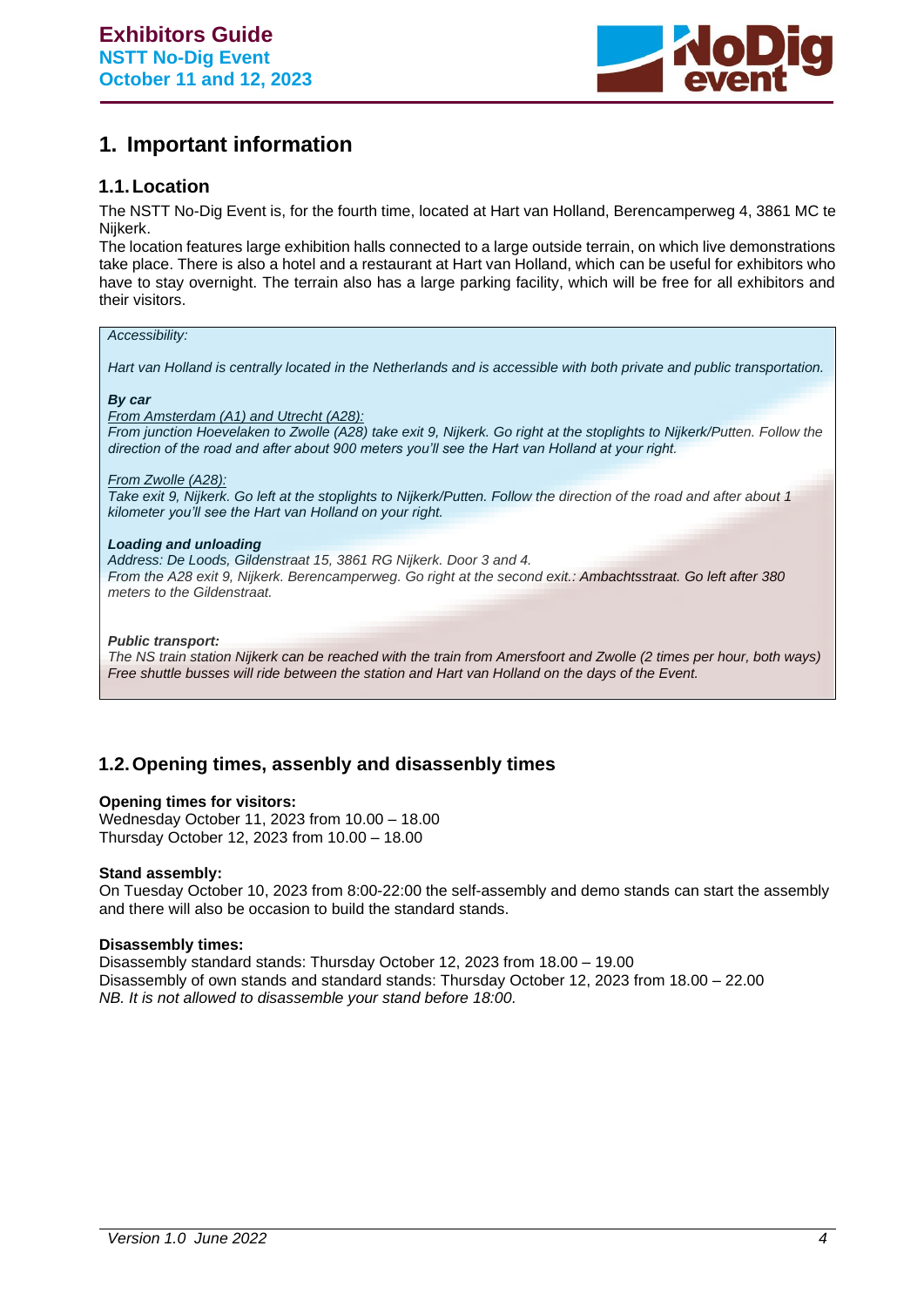## 1. Important information

### 1.1. Location

The NSTT No-Dig Event is, for the fourth time, located at Hart van Holland, Berencamperweg 4, 3861 MC te Nijkerk.
The location features large exhibition halls connected to a large outside terrain, on which live demonstrations take place. There is also a hotel and a restaurant at Hart van Holland, which can be useful for exhibitors who have to stay overnight. The terrain also has a large parking facility, which will be free for all exhibitors and their visitors.

*Accessibility:*

*Hart van Holland is centrally located in the Netherlands and is accessible with both private and public transportation.*

***By car***

*From Amsterdam (A1) and Utrecht (A28):*
*From junction Hoevelaken to Zwolle (A28) take exit 9, Nijkerk. Go right at the stoplights to Nijkerk/Putten. Follow the direction of the road and after about 900 meters you'll see the Hart van Holland at your right.*

*From Zwolle (A28):*
*Take exit 9, Nijkerk. Go left at the stoplights to Nijkerk/Putten. Follow the direction of the road and after about 1 kilometer you'll see the Hart van Holland on your right.*

***Loading and unloading***
*Address: De Loods, Gildenstraat 15, 3861 RG Nijkerk. Door 3 and 4.*
*From the A28 exit 9, Nijkerk. Berencamperweg. Go right at the second exit.: Ambachtsstraat. Go left after 380 meters to the Gildenstraat.*

***Public transport:***
*The NS train station Nijkerk can be reached with the train from Amersfoort and Zwolle (2 times per hour, both ways) Free shuttle busses will ride between the station and Hart van Holland on the days of the Event.*

### 1.2. Opening times, assembly and disassembly times

**Opening times for visitors:**
Wednesday October 11, 2023 from 10.00 – 18.00
Thursday October 12, 2023 from 10.00 – 18.00

**Stand assembly:**
On Tuesday October 10, 2023 from 8:00-22:00 the self-assembly and demo stands can start the assembly and there will also be occasion to build the standard stands.

**Disassembly times:**
Disassembly standard stands: Thursday October 12, 2023 from 18.00 – 19.00
Disassembly of own stands and standard stands: Thursday October 12, 2023 from 18.00 – 22.00
*NB. It is not allowed to disassemble your stand before 18:00.*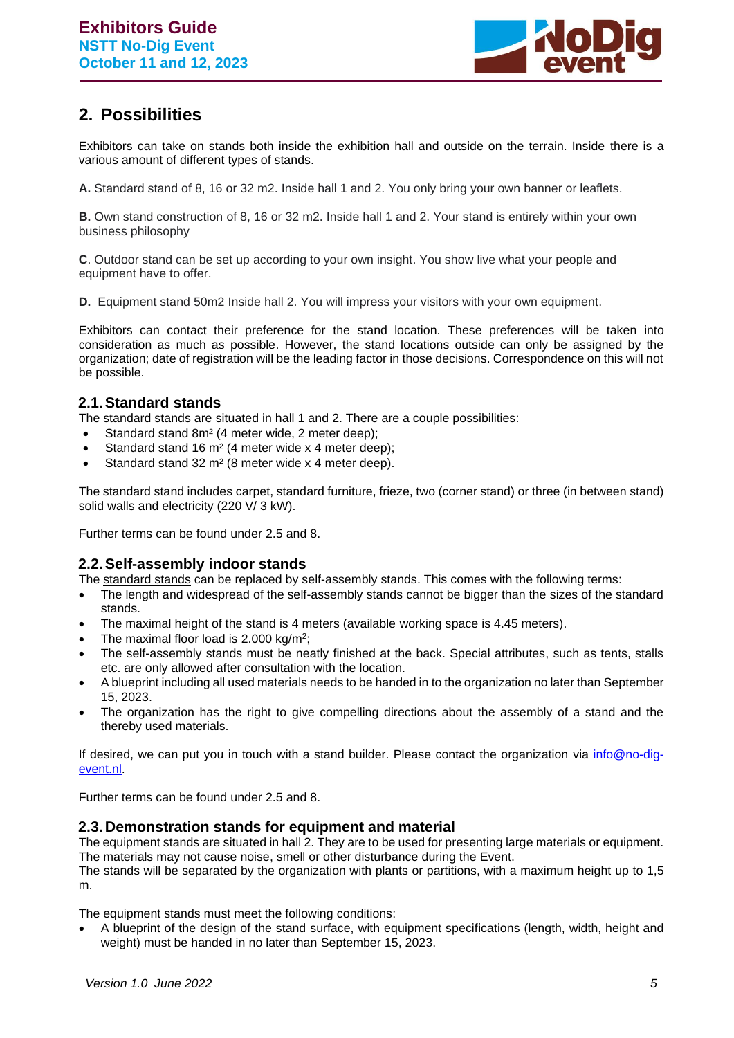## 2. Possibilities

Exhibitors can take on stands both inside the exhibition hall and outside on the terrain. Inside there is a various amount of different types of stands.

**A.** Standard stand of 8, 16 or 32 m2. Inside hall 1 and 2. You only bring your own banner or leaflets.

**B.** Own stand construction of 8, 16 or 32 m2. Inside hall 1 and 2. Your stand is entirely within your own business philosophy

**C**. Outdoor stand can be set up according to your own insight. You show live what your people and equipment have to offer.

**D.** Equipment stand 50m2 Inside hall 2. You will impress your visitors with your own equipment.

Exhibitors can contact their preference for the stand location. These preferences will be taken into consideration as much as possible. However, the stand locations outside can only be assigned by the organization; date of registration will be the leading factor in those decisions. Correspondence on this will not be possible.

### 2.1. Standard stands

The standard stands are situated in hall 1 and 2. There are a couple possibilities:

- Standard stand 8m² (4 meter wide, 2 meter deep);
- Standard stand 16 m² (4 meter wide x 4 meter deep);
- Standard stand 32 m² (8 meter wide x 4 meter deep).

The standard stand includes carpet, standard furniture, frieze, two (corner stand) or three (in between stand) solid walls and electricity (220 V/ 3 kW).

Further terms can be found under 2.5 and 8.

### 2.2. Self-assembly indoor stands

The standard stands can be replaced by self-assembly stands. This comes with the following terms:

- The length and widespread of the self-assembly stands cannot be bigger than the sizes of the standard stands.
- The maximal height of the stand is 4 meters (available working space is 4.45 meters).
- The maximal floor load is 2.000 kg/m$^2$;
- The self-assembly stands must be neatly finished at the back. Special attributes, such as tents, stalls etc. are only allowed after consultation with the location.
- A blueprint including all used materials needs to be handed in to the organization no later than September 15, 2023.
- The organization has the right to give compelling directions about the assembly of a stand and the thereby used materials.

If desired, we can put you in touch with a stand builder. Please contact the organization via info@no-dig-event.nl.

Further terms can be found under 2.5 and 8.

### 2.3. Demonstration stands for equipment and material

The equipment stands are situated in hall 2. They are to be used for presenting large materials or equipment. The materials may not cause noise, smell or other disturbance during the Event.
The stands will be separated by the organization with plants or partitions, with a maximum height up to 1,5 m.

The equipment stands must meet the following conditions:

- A blueprint of the design of the stand surface, with equipment specifications (length, width, height and weight) must be handed in no later than September 15, 2023.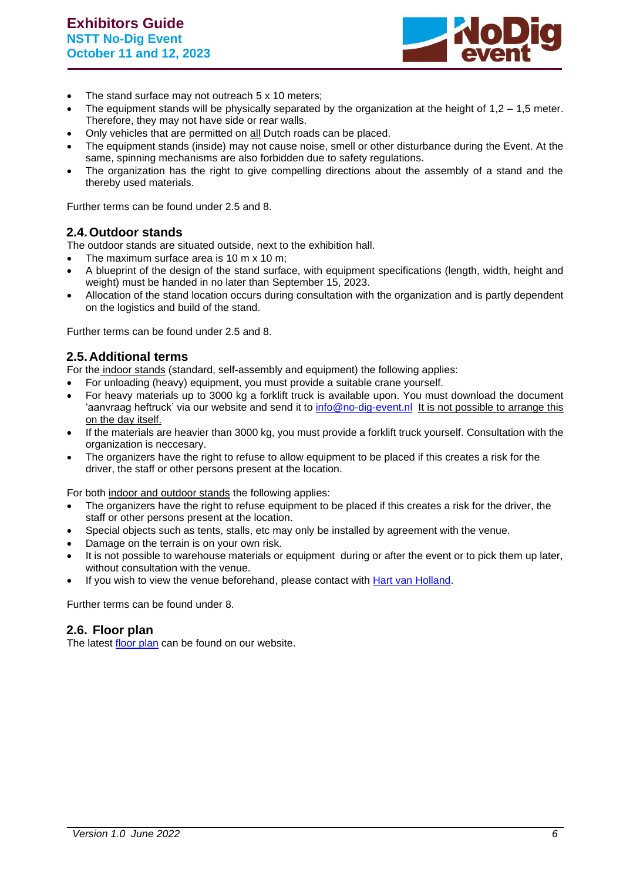- The stand surface may not outreach 5 x 10 meters;
- The equipment stands will be physically separated by the organization at the height of 1,2 – 1,5 meter. Therefore, they may not have side or rear walls.
- Only vehicles that are permitted on all Dutch roads can be placed.
- The equipment stands (inside) may not cause noise, smell or other disturbance during the Event. At the same, spinning mechanisms are also forbidden due to safety regulations.
- The organization has the right to give compelling directions about the assembly of a stand and the thereby used materials.

Further terms can be found under 2.5 and 8.

## 2.4. Outdoor stands

The outdoor stands are situated outside, next to the exhibition hall.

- The maximum surface area is 10 m x 10 m;
- A blueprint of the design of the stand surface, with equipment specifications (length, width, height and weight) must be handed in no later than September 15, 2023.
- Allocation of the stand location occurs during consultation with the organization and is partly dependent on the logistics and build of the stand.

Further terms can be found under 2.5 and 8.

## 2.5. Additional terms

For the indoor stands (standard, self-assembly and equipment) the following applies:

- For unloading (heavy) equipment, you must provide a suitable crane yourself.
- For heavy materials up to 3000 kg a forklift truck is available upon. You must download the document 'aanvraag heftruck' via our website and send it to info@no-dig-event.nl It is not possible to arrange this on the day itself.
- If the materials are heavier than 3000 kg, you must provide a forklift truck yourself. Consultation with the organization is neccesary.
- The organizers have the right to refuse to allow equipment to be placed if this creates a risk for the driver, the staff or other persons present at the location.

For both indoor and outdoor stands the following applies:

- The organizers have the right to refuse equipment to be placed if this creates a risk for the driver, the staff or other persons present at the location.
- Special objects such as tents, stalls, etc may only be installed by agreement with the venue.
- Damage on the terrain is on your own risk.
- It is not possible to warehouse materials or equipment during or after the event or to pick them up later, without consultation with the venue.
- If you wish to view the venue beforehand, please contact with Hart van Holland.

Further terms can be found under 8.

## 2.6. Floor plan

The latest floor plan can be found on our website.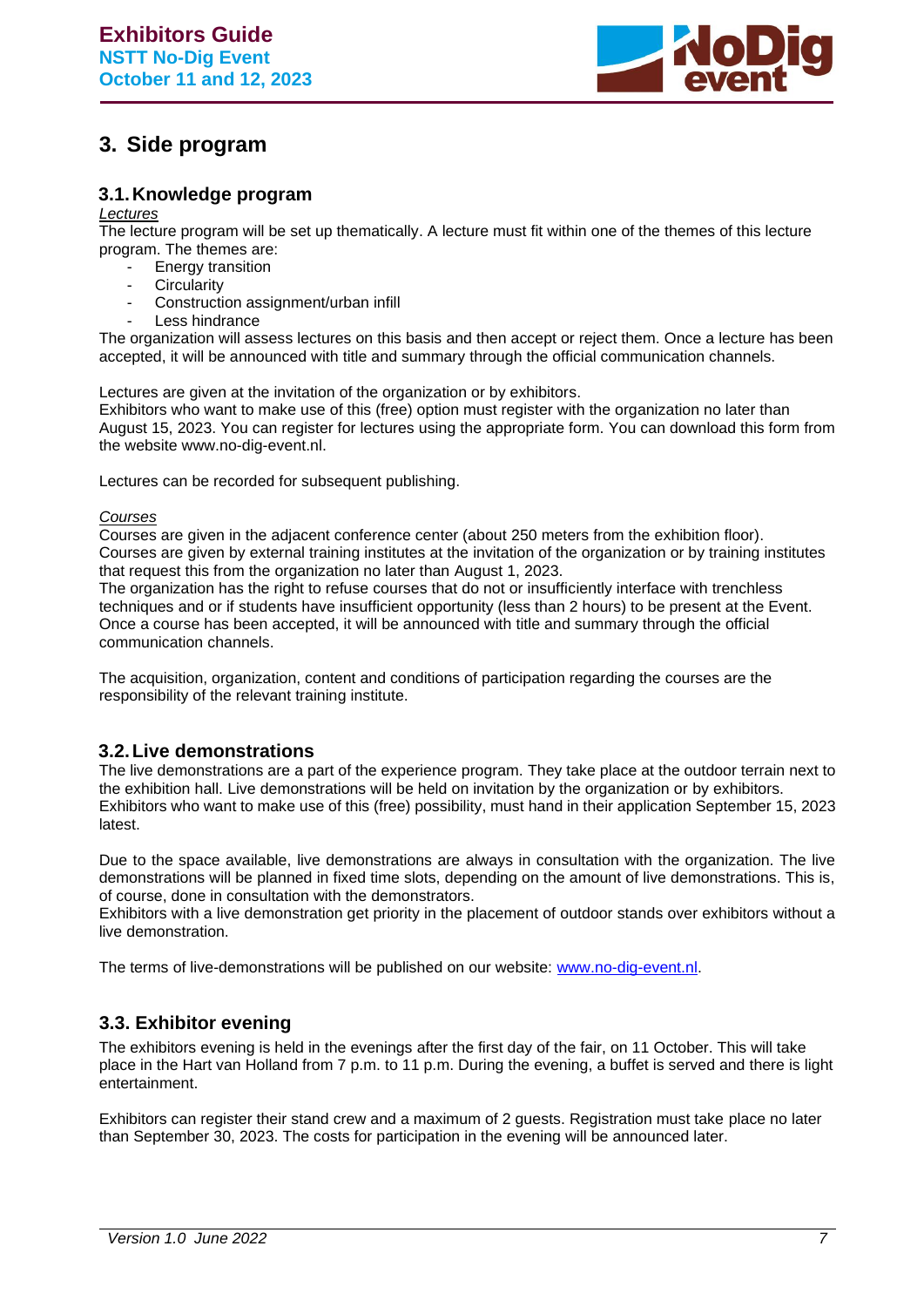# 3. Side program

## 3.1. Knowledge program

*Lectures*

The lecture program will be set up thematically. A lecture must fit within one of the themes of this lecture program. The themes are:

- Energy transition
- Circularity
- Construction assignment/urban infill
- Less hindrance

The organization will assess lectures on this basis and then accept or reject them. Once a lecture has been accepted, it will be announced with title and summary through the official communication channels.

Lectures are given at the invitation of the organization or by exhibitors.
Exhibitors who want to make use of this (free) option must register with the organization no later than August 15, 2023. You can register for lectures using the appropriate form. You can download this form from the website www.no-dig-event.nl.

Lectures can be recorded for subsequent publishing.

*Courses*

Courses are given in the adjacent conference center (about 250 meters from the exhibition floor).
Courses are given by external training institutes at the invitation of the organization or by training institutes that request this from the organization no later than August 1, 2023.
The organization has the right to refuse courses that do not or insufficiently interface with trenchless techniques and or if students have insufficient opportunity (less than 2 hours) to be present at the Event. Once a course has been accepted, it will be announced with title and summary through the official communication channels.

The acquisition, organization, content and conditions of participation regarding the courses are the responsibility of the relevant training institute.

## 3.2. Live demonstrations

The live demonstrations are a part of the experience program. They take place at the outdoor terrain next to the exhibition hall. Live demonstrations will be held on invitation by the organization or by exhibitors. Exhibitors who want to make use of this (free) possibility, must hand in their application September 15, 2023 latest.

Due to the space available, live demonstrations are always in consultation with the organization. The live demonstrations will be planned in fixed time slots, depending on the amount of live demonstrations. This is, of course, done in consultation with the demonstrators.
Exhibitors with a live demonstration get priority in the placement of outdoor stands over exhibitors without a live demonstration.

The terms of live-demonstrations will be published on our website: www.no-dig-event.nl.

## 3.3. Exhibitor evening

The exhibitors evening is held in the evenings after the first day of the fair, on 11 October. This will take place in the Hart van Holland from 7 p.m. to 11 p.m. During the evening, a buffet is served and there is light entertainment.

Exhibitors can register their stand crew and a maximum of 2 guests. Registration must take place no later than September 30, 2023. The costs for participation in the evening will be announced later.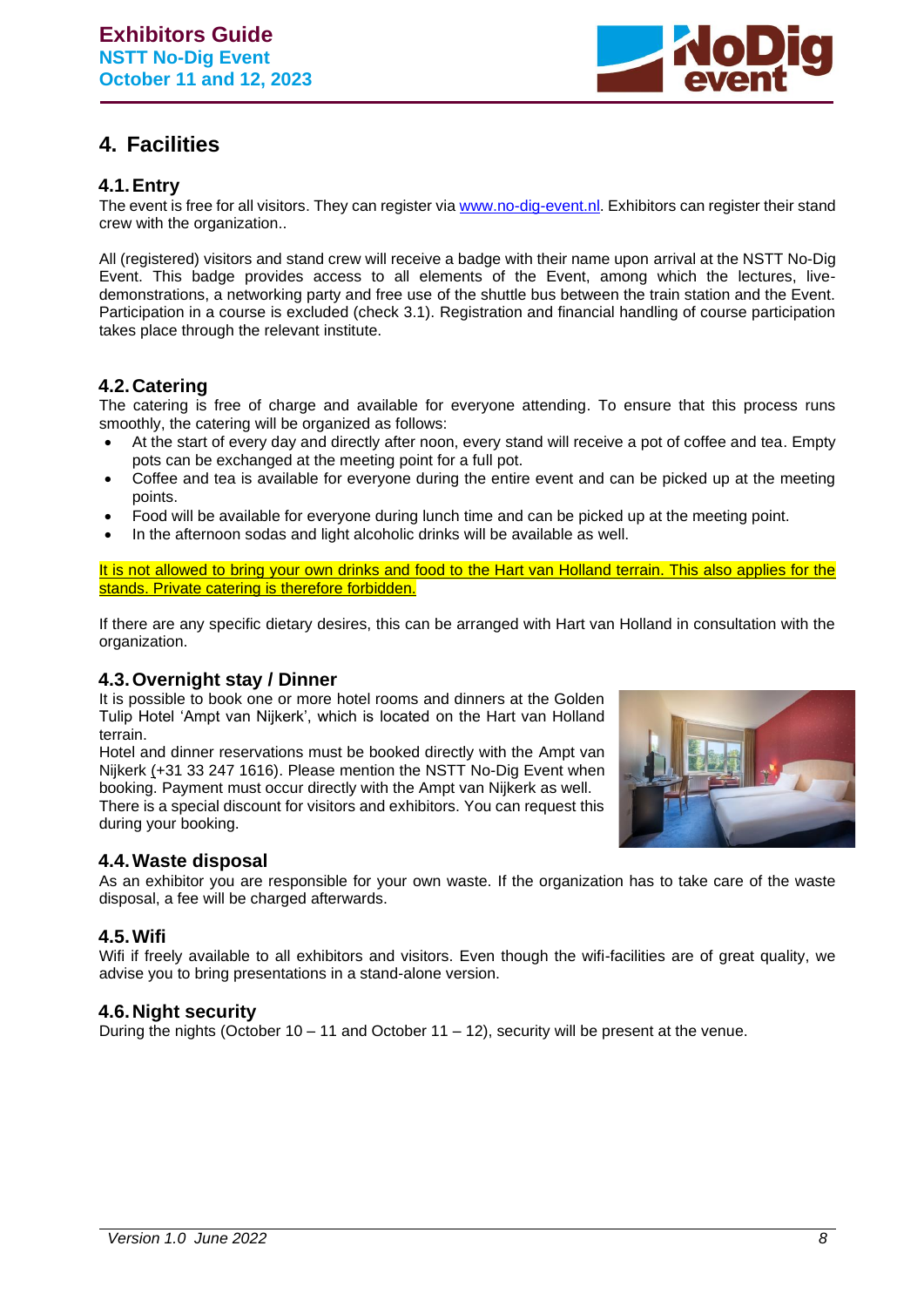## 4. Facilities

### 4.1. Entry

The event is free for all visitors. They can register via [www.no-dig-event.nl](www.no-dig-event.nl). Exhibitors can register their stand crew with the organization..

All (registered) visitors and stand crew will receive a badge with their name upon arrival at the NSTT No-Dig Event. This badge provides access to all elements of the Event, among which the lectures, live-demonstrations, a networking party and free use of the shuttle bus between the train station and the Event. Participation in a course is excluded (check 3.1). Registration and financial handling of course participation takes place through the relevant institute.

### 4.2. Catering

The catering is free of charge and available for everyone attending. To ensure that this process runs smoothly, the catering will be organized as follows:

- At the start of every day and directly after noon, every stand will receive a pot of coffee and tea. Empty pots can be exchanged at the meeting point for a full pot.
- Coffee and tea is available for everyone during the entire event and can be picked up at the meeting points.
- Food will be available for everyone during lunch time and can be picked up at the meeting point.
- In the afternoon sodas and light alcoholic drinks will be available as well.

It is not allowed to bring your own drinks and food to the Hart van Holland terrain. This also applies for the stands. Private catering is therefore forbidden.

If there are any specific dietary desires, this can be arranged with Hart van Holland in consultation with the organization.

### 4.3. Overnight stay / Dinner

It is possible to book one or more hotel rooms and dinners at the Golden Tulip Hotel 'Ampt van Nijkerk', which is located on the Hart van Holland terrain.

Hotel and dinner reservations must be booked directly with the Ampt van Nijkerk (+31 33 247 1616). Please mention the NSTT No-Dig Event when booking. Payment must occur directly with the Ampt van Nijkerk as well.

There is a special discount for visitors and exhibitors. You can request this during your booking.

### 4.4. Waste disposal

As an exhibitor you are responsible for your own waste. If the organization has to take care of the waste disposal, a fee will be charged afterwards.

### 4.5. Wifi

Wifi if freely available to all exhibitors and visitors. Even though the wifi-facilities are of great quality, we advise you to bring presentations in a stand-alone version.

### 4.6. Night security

During the nights (October 10 – 11 and October 11 – 12), security will be present at the venue.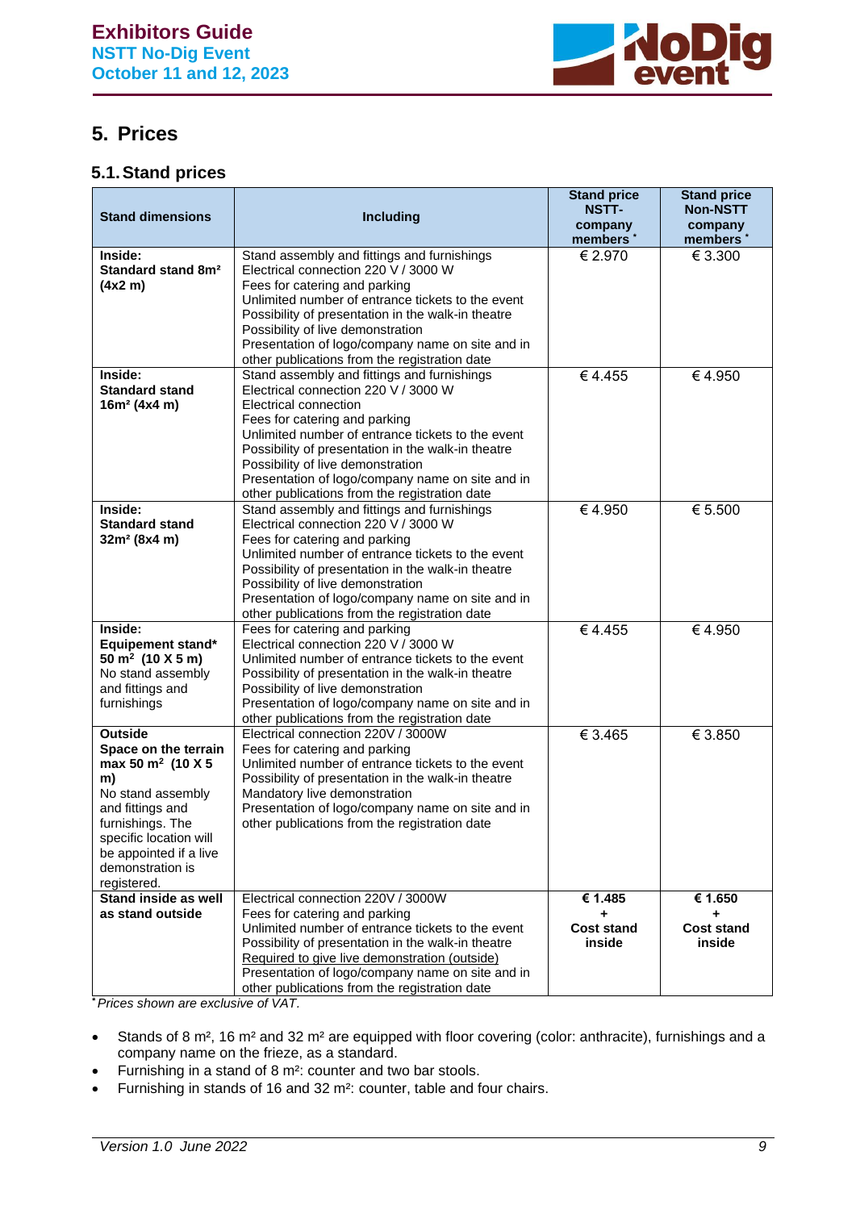# 5. Prices

## 5.1. Stand prices

| Stand dimensions | Including | Stand price NSTT-company members * | Stand price Non-NSTT company members * |
|---|---|---|---|
| **Inside:** **Standard stand 8m² (4x2 m)** | Stand assembly and fittings and furnishings<br>Electrical connection 220 V / 3000 W<br>Fees for catering and parking<br>Unlimited number of entrance tickets to the event<br>Possibility of presentation in the walk-in theatre<br>Possibility of live demonstration<br>Presentation of logo/company name on site and in other publications from the registration date | € 2.970 | € 3.300 |
| **Inside:** **Standard stand 16m² (4x4 m)** | Stand assembly and fittings and furnishings<br>Electrical connection 220 V / 3000 W<br>Electrical connection<br>Fees for catering and parking<br>Unlimited number of entrance tickets to the event<br>Possibility of presentation in the walk-in theatre<br>Possibility of live demonstration<br>Presentation of logo/company name on site and in other publications from the registration date | € 4.455 | € 4.950 |
| **Inside:** **Standard stand 32m² (8x4 m)** | Stand assembly and fittings and furnishings<br>Electrical connection 220 V / 3000 W<br>Fees for catering and parking<br>Unlimited number of entrance tickets to the event<br>Possibility of presentation in the walk-in theatre<br>Possibility of live demonstration<br>Presentation of logo/company name on site and in other publications from the registration date | € 4.950 | € 5.500 |
| **Inside:** **Equipement stand* 50 m² (10 X 5 m)** No stand assembly and fittings and furnishings | Fees for catering and parking<br>Electrical connection 220 V / 3000 W<br>Unlimited number of entrance tickets to the event<br>Possibility of presentation in the walk-in theatre<br>Possibility of live demonstration<br>Presentation of logo/company name on site and in other publications from the registration date | € 4.455 | € 4.950 |
| **Outside** **Space on the terrain max 50 m² (10 X 5 m)** No stand assembly and fittings and furnishings. The specific location will be appointed if a live demonstration is registered. | Electrical connection 220V / 3000W<br>Fees for catering and parking<br>Unlimited number of entrance tickets to the event<br>Possibility of presentation in the walk-in theatre<br>Mandatory live demonstration<br>Presentation of logo/company name on site and in other publications from the registration date | € 3.465 | € 3.850 |
| **Stand inside as well as stand outside** | Electrical connection 220V / 3000W<br>Fees for catering and parking<br>Unlimited number of entrance tickets to the event<br>Possibility of presentation in the walk-in theatre<br>Required to give live demonstration (outside)<br>Presentation of logo/company name on site and in other publications from the registration date | **€ 1.485 + Cost stand inside** | **€ 1.650 + Cost stand inside** |

*\* Prices shown are exclusive of VAT.*

- Stands of 8 m², 16 m² and 32 m² are equipped with floor covering (color: anthracite), furnishings and a company name on the frieze, as a standard.
- Furnishing in a stand of 8 m²: counter and two bar stools.
- Furnishing in stands of 16 and 32 m²: counter, table and four chairs.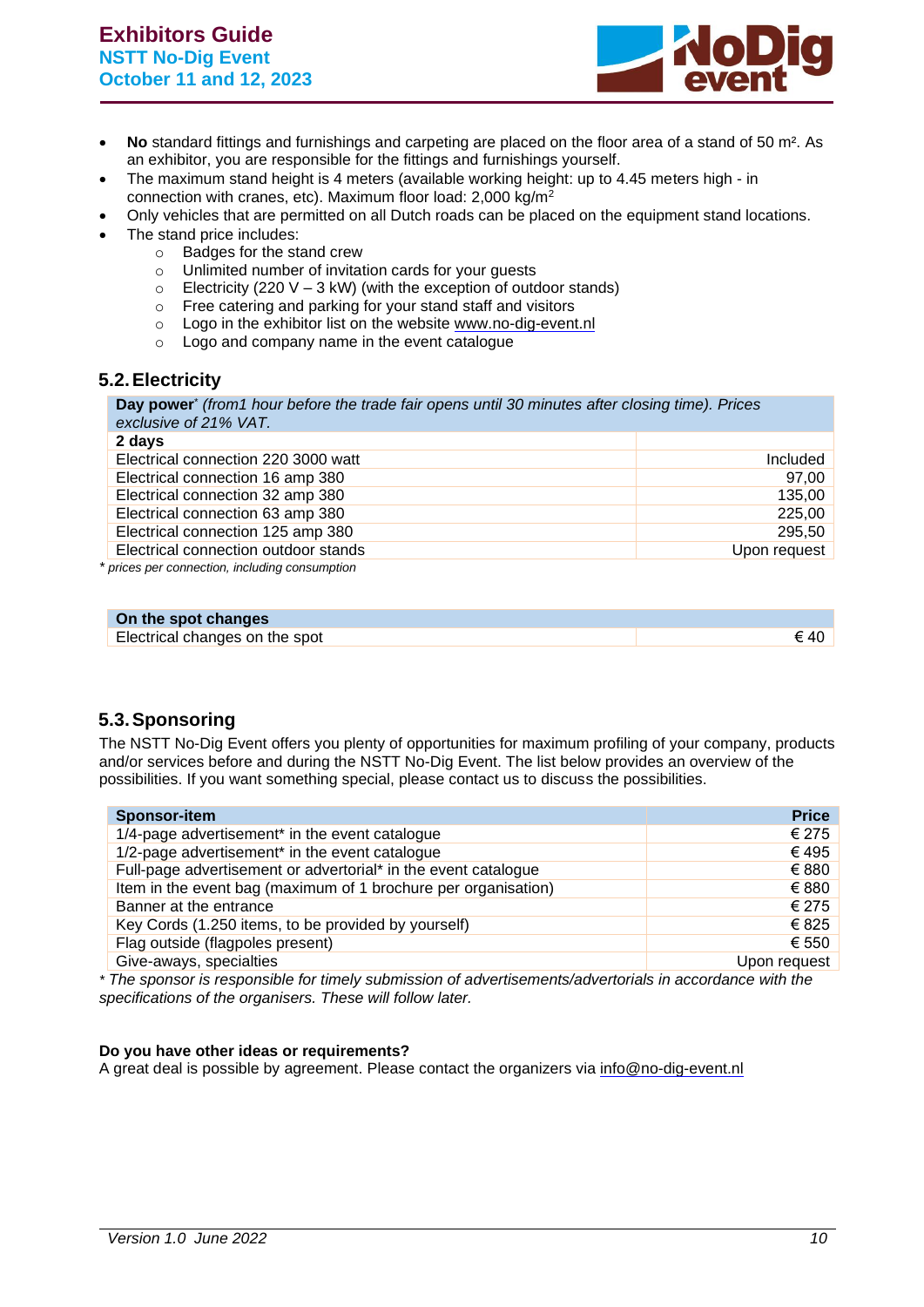- **No** standard fittings and furnishings and carpeting are placed on the floor area of a stand of 50 m². As an exhibitor, you are responsible for the fittings and furnishings yourself.
- The maximum stand height is 4 meters (available working height: up to 4.45 meters high - in connection with cranes, etc). Maximum floor load: 2,000 kg/m$^2$
- Only vehicles that are permitted on all Dutch roads can be placed on the equipment stand locations.
- The stand price includes:
    - Badges for the stand crew
    - Unlimited number of invitation cards for your guests
    - Electricity (220 V – 3 kW) (with the exception of outdoor stands)
    - Free catering and parking for your stand staff and visitors
    - Logo in the exhibitor list on the website www.no-dig-event.nl
    - Logo and company name in the event catalogue

## 5.2. Electricity

| **Day power*** *(from1 hour before the trade fair opens until 30 minutes after closing time). Prices exclusive of 21% VAT.* | |
|---|---|
| **2 days** | |
| Electrical connection 220 3000 watt | Included |
| Electrical connection 16 amp 380 | 97,00 |
| Electrical connection 32 amp 380 | 135,00 |
| Electrical connection 63 amp 380 | 225,00 |
| Electrical connection 125 amp 380 | 295,50 |
| Electrical connection outdoor stands | Upon request |

*\* prices per connection, including consumption*

| **On the spot changes** | |
|---|---|
| Electrical changes on the spot | € 40 |

## 5.3. Sponsoring

The NSTT No-Dig Event offers you plenty of opportunities for maximum profiling of your company, products and/or services before and during the NSTT No-Dig Event. The list below provides an overview of the possibilities. If you want something special, please contact us to discuss the possibilities.

| Sponsor-item | Price |
|---|---|
| 1/4-page advertisement* in the event catalogue | € 275 |
| 1/2-page advertisement* in the event catalogue | € 495 |
| Full-page advertisement or advertorial* in the event catalogue | € 880 |
| Item in the event bag (maximum of 1 brochure per organisation) | € 880 |
| Banner at the entrance | € 275 |
| Key Cords (1.250 items, to be provided by yourself) | € 825 |
| Flag outside (flagpoles present) | € 550 |
| Give-aways, specialties | Upon request |

*\* The sponsor is responsible for timely submission of advertisements/advertorials in accordance with the specifications of the organisers. These will follow later.*

**Do you have other ideas or requirements?**
A great deal is possible by agreement. Please contact the organizers via info@no-dig-event.nl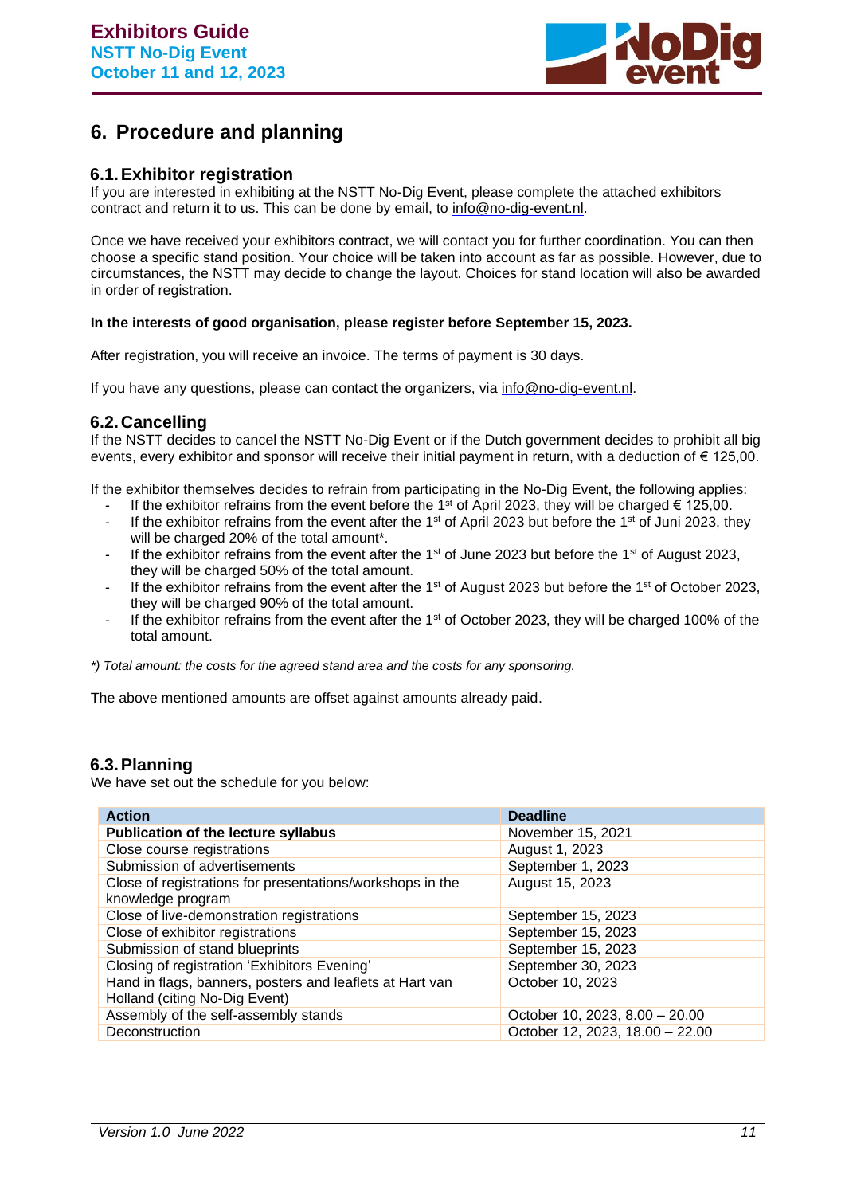## 6. Procedure and planning

### 6.1. Exhibitor registration

If you are interested in exhibiting at the NSTT No-Dig Event, please complete the attached exhibitors contract and return it to us. This can be done by email, to info@no-dig-event.nl.

Once we have received your exhibitors contract, we will contact you for further coordination. You can then choose a specific stand position. Your choice will be taken into account as far as possible. However, due to circumstances, the NSTT may decide to change the layout. Choices for stand location will also be awarded in order of registration.

**In the interests of good organisation, please register before September 15, 2023.**

After registration, you will receive an invoice. The terms of payment is 30 days.

If you have any questions, please can contact the organizers, via info@no-dig-event.nl.

### 6.2. Cancelling

If the NSTT decides to cancel the NSTT No-Dig Event or if the Dutch government decides to prohibit all big events, every exhibitor and sponsor will receive their initial payment in return, with a deduction of € 125,00.

If the exhibitor themselves decides to refrain from participating in the No-Dig Event, the following applies:

- If the exhibitor refrains from the event before the 1st of April 2023, they will be charged € 125,00.
- If the exhibitor refrains from the event after the 1st of April 2023 but before the 1st of Juni 2023, they will be charged 20% of the total amount*.
- If the exhibitor refrains from the event after the 1st of June 2023 but before the 1st of August 2023, they will be charged 50% of the total amount.
- If the exhibitor refrains from the event after the 1st of August 2023 but before the 1st of October 2023, they will be charged 90% of the total amount.
- If the exhibitor refrains from the event after the 1st of October 2023, they will be charged 100% of the total amount.

*\*) Total amount: the costs for the agreed stand area and the costs for any sponsoring.*

The above mentioned amounts are offset against amounts already paid.

### 6.3. Planning

We have set out the schedule for you below:

| Action | Deadline |
|---|---|
| **Publication of the lecture syllabus** | November 15, 2021 |
| Close course registrations | August 1, 2023 |
| Submission of advertisements | September 1, 2023 |
| Close of registrations for presentations/workshops in the knowledge program | August 15, 2023 |
| Close of live-demonstration registrations | September 15, 2023 |
| Close of exhibitor registrations | September 15, 2023 |
| Submission of stand blueprints | September 15, 2023 |
| Closing of registration 'Exhibitors Evening' | September 30, 2023 |
| Hand in flags, banners, posters and leaflets at Hart van Holland (citing No-Dig Event) | October 10, 2023 |
| Assembly of the self-assembly stands | October 10, 2023, 8.00 – 20.00 |
| Deconstruction | October 12, 2023, 18.00 – 22.00 |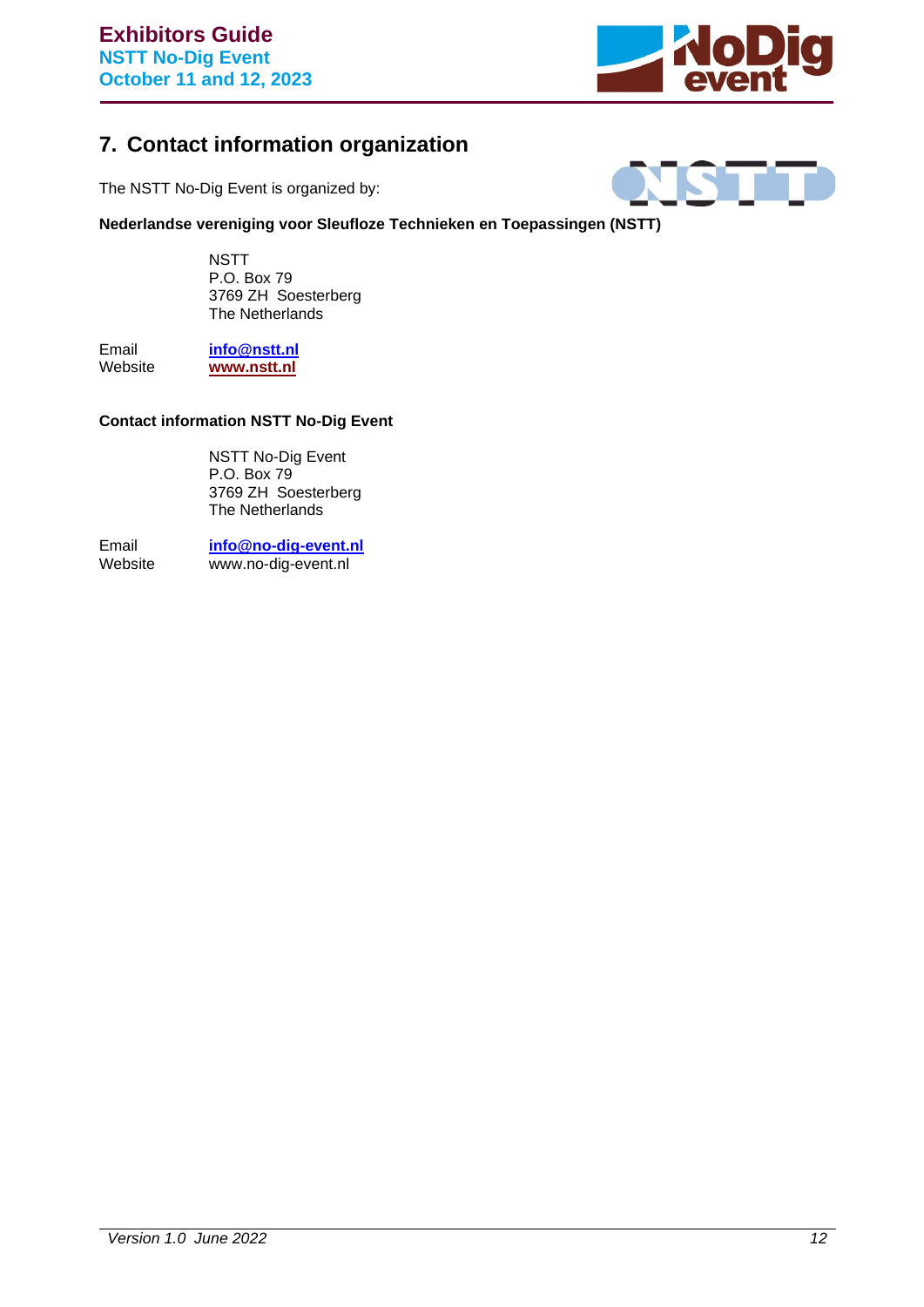## 7. Contact information organization

The NSTT No-Dig Event is organized by:

**Nederlandse vereniging voor Sleufloze Technieken en Toepassingen (NSTT)**

NSTT
P.O. Box 79
3769 ZH Soesterberg
The Netherlands

Email **info@nstt.nl**
Website **www.nstt.nl**

**Contact information NSTT No-Dig Event**

NSTT No-Dig Event
P.O. Box 79
3769 ZH Soesterberg
The Netherlands

Email **info@no-dig-event.nl**
Website www.no-dig-event.nl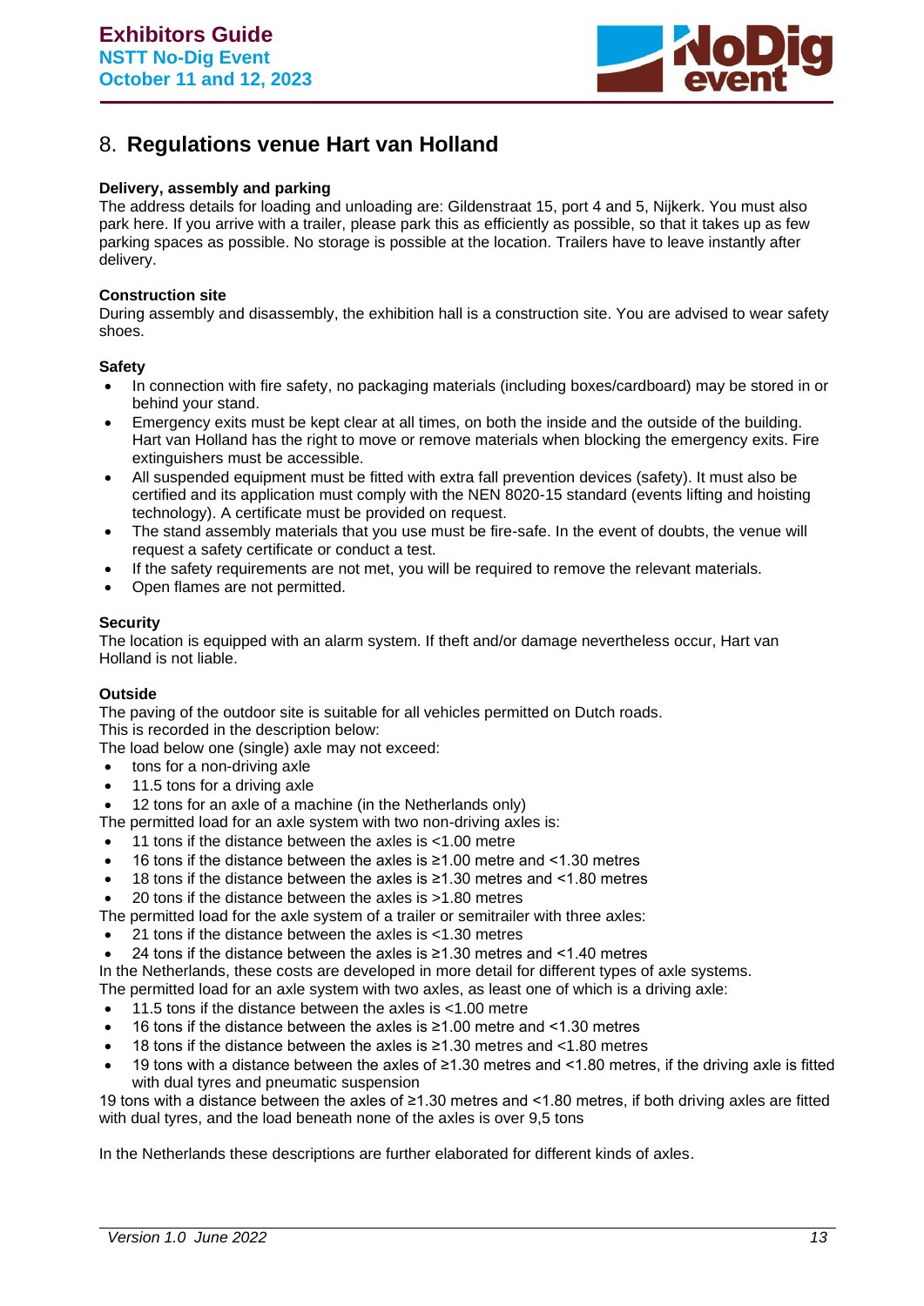# 8. Regulations venue Hart van Holland

**Delivery, assembly and parking**

The address details for loading and unloading are: Gildenstraat 15, port 4 and 5, Nijkerk. You must also park here. If you arrive with a trailer, please park this as efficiently as possible, so that it takes up as few parking spaces as possible. No storage is possible at the location. Trailers have to leave instantly after delivery.

**Construction site**

During assembly and disassembly, the exhibition hall is a construction site. You are advised to wear safety shoes.

**Safety**

- In connection with fire safety, no packaging materials (including boxes/cardboard) may be stored in or behind your stand.
- Emergency exits must be kept clear at all times, on both the inside and the outside of the building. Hart van Holland has the right to move or remove materials when blocking the emergency exits. Fire extinguishers must be accessible.
- All suspended equipment must be fitted with extra fall prevention devices (safety). It must also be certified and its application must comply with the NEN 8020-15 standard (events lifting and hoisting technology). A certificate must be provided on request.
- The stand assembly materials that you use must be fire-safe. In the event of doubts, the venue will request a safety certificate or conduct a test.
- If the safety requirements are not met, you will be required to remove the relevant materials.
- Open flames are not permitted.

**Security**

The location is equipped with an alarm system. If theft and/or damage nevertheless occur, Hart van Holland is not liable.

**Outside**

The paving of the outdoor site is suitable for all vehicles permitted on Dutch roads.
This is recorded in the description below:
The load below one (single) axle may not exceed:

- tons for a non-driving axle
- 11.5 tons for a driving axle
- 12 tons for an axle of a machine (in the Netherlands only)

The permitted load for an axle system with two non-driving axles is:

- 11 tons if the distance between the axles is <1.00 metre
- 16 tons if the distance between the axles is ≥1.00 metre and <1.30 metres
- 18 tons if the distance between the axles is ≥1.30 metres and <1.80 metres
- 20 tons if the distance between the axles is >1.80 metres

The permitted load for the axle system of a trailer or semitrailer with three axles:

- 21 tons if the distance between the axles is <1.30 metres
- 24 tons if the distance between the axles is ≥1.30 metres and <1.40 metres

In the Netherlands, these costs are developed in more detail for different types of axle systems.
The permitted load for an axle system with two axles, as least one of which is a driving axle:

- 11.5 tons if the distance between the axles is <1.00 metre
- 16 tons if the distance between the axles is ≥1.00 metre and <1.30 metres
- 18 tons if the distance between the axles is ≥1.30 metres and <1.80 metres
- 19 tons with a distance between the axles of ≥1.30 metres and <1.80 metres, if the driving axle is fitted with dual tyres and pneumatic suspension

19 tons with a distance between the axles of ≥1.30 metres and <1.80 metres, if both driving axles are fitted with dual tyres, and the load beneath none of the axles is over 9,5 tons

In the Netherlands these descriptions are further elaborated for different kinds of axles.